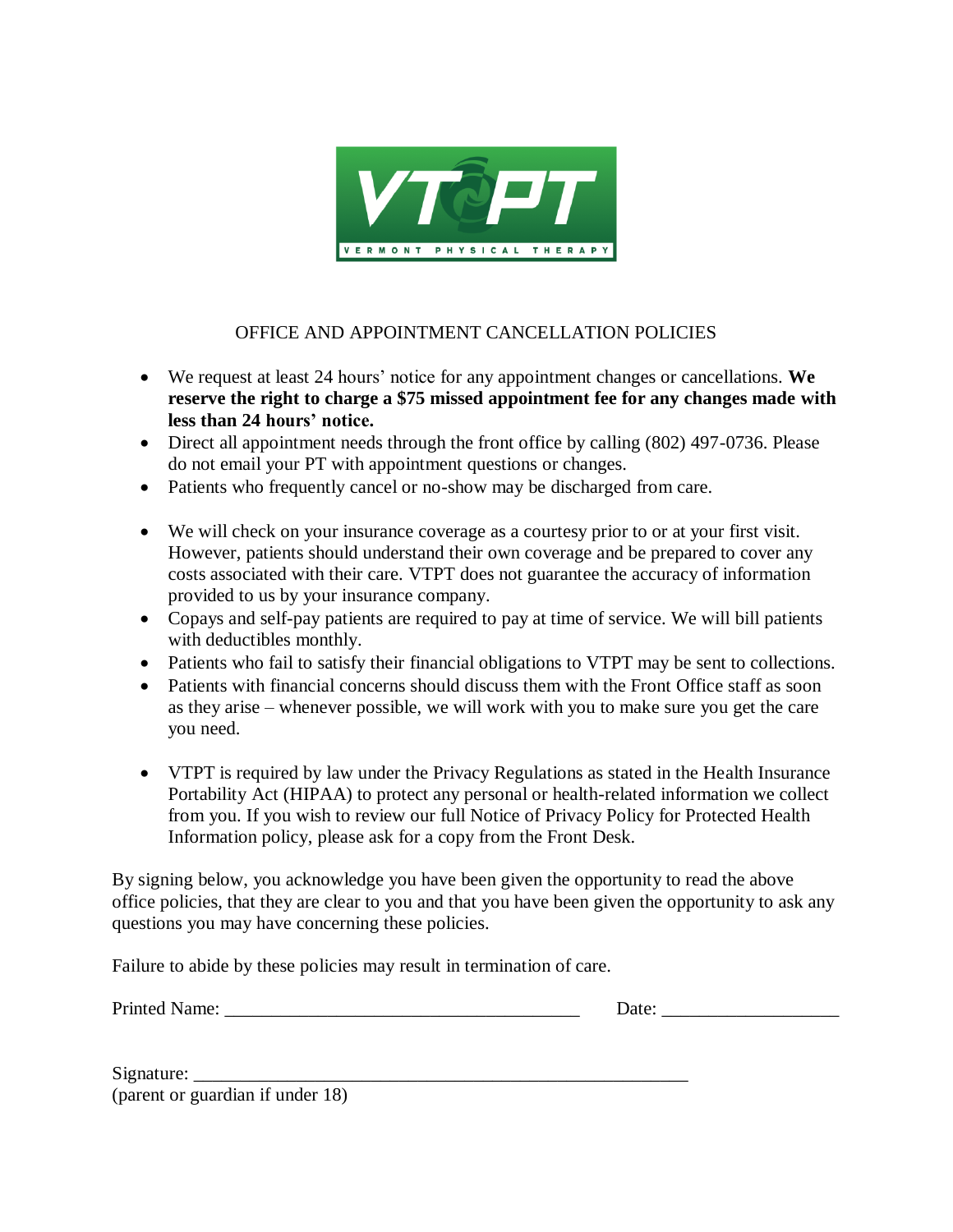VTPT

VERMONT PHYSICAL THERAPY

# OFFICE AND APPOINTMENT CANCELLATION POLICIES

- We request at least 24 hours' notice for any appointment changes or cancellations. **We reserve the right to charge a $75 missed appointment fee for any changes made with less than 24 hours' notice.**
- Direct all appointment needs through the front office by calling (802) 497-0736. Please do not email your PT with appointment questions or changes.
- Patients who frequently cancel or no-show may be discharged from care.

- We will check on your insurance coverage as a courtesy prior to or at your first visit. However, patients should understand their own coverage and be prepared to cover any costs associated with their care. VTPT does not guarantee the accuracy of information provided to us by your insurance company.
- Copays and self-pay patients are required to pay at time of service. We will bill patients with deductibles monthly.
- Patients who fail to satisfy their financial obligations to VTPT may be sent to collections.
- Patients with financial concerns should discuss them with the Front Office staff as soon as they arise – whenever possible, we will work with you to make sure you get the care you need.

- VTPT is required by law under the Privacy Regulations as stated in the Health Insurance Portability Act (HIPAA) to protect any personal or health-related information we collect from you. If you wish to review our full Notice of Privacy Policy for Protected Health Information policy, please ask for a copy from the Front Desk.

By signing below, you acknowledge you have been given the opportunity to read the above office policies, that they are clear to you and that you have been given the opportunity to ask any questions you may have concerning these policies.

Failure to abide by these policies may result in termination of care.

Printed Name: _______________________________________ Date: ___________________

Signature: _______________________________________________________
(parent or guardian if under 18)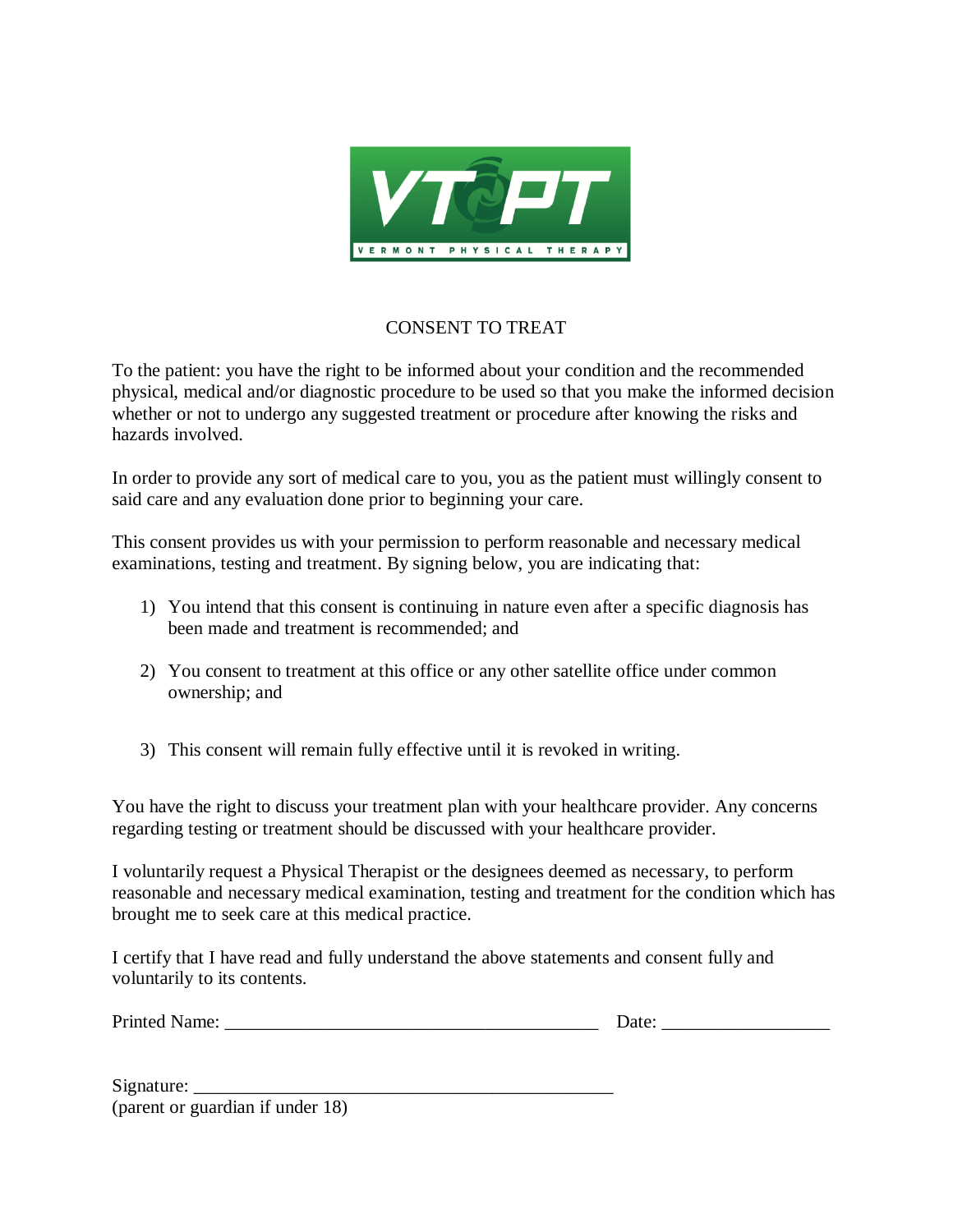# CONSENT TO TREAT

To the patient: you have the right to be informed about your condition and the recommended physical, medical and/or diagnostic procedure to be used so that you make the informed decision whether or not to undergo any suggested treatment or procedure after knowing the risks and hazards involved.

In order to provide any sort of medical care to you, you as the patient must willingly consent to said care and any evaluation done prior to beginning your care.

This consent provides us with your permission to perform reasonable and necessary medical examinations, testing and treatment. By signing below, you are indicating that:

1) You intend that this consent is continuing in nature even after a specific diagnosis has been made and treatment is recommended; and

2) You consent to treatment at this office or any other satellite office under common ownership; and

3) This consent will remain fully effective until it is revoked in writing.

You have the right to discuss your treatment plan with your healthcare provider. Any concerns regarding testing or treatment should be discussed with your healthcare provider.

I voluntarily request a Physical Therapist or the designees deemed as necessary, to perform reasonable and necessary medical examination, testing and treatment for the condition which has brought me to seek care at this medical practice.

I certify that I have read and fully understand the above statements and consent fully and voluntarily to its contents.

Printed Name: ________________________________________ Date: __________________

Signature: ______________________________________________
(parent or guardian if under 18)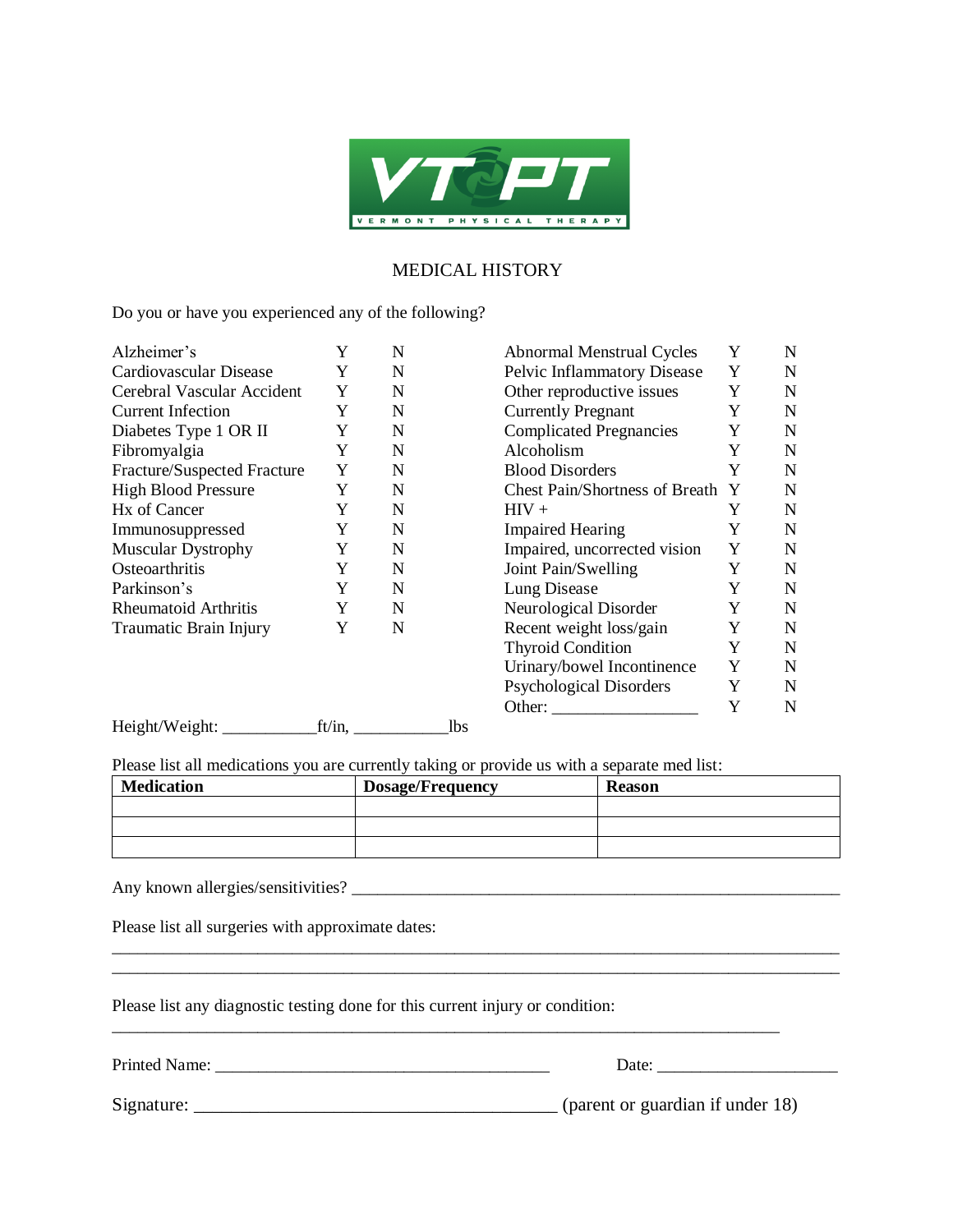VTPT
VERMONT PHYSICAL THERAPY

# MEDICAL HISTORY

Do you or have you experienced any of the following?

| | | |
|---|---|---|
| Alzheimer's | Y | N |
| Cardiovascular Disease | Y | N |
| Cerebral Vascular Accident | Y | N |
| Current Infection | Y | N |
| Diabetes Type 1 OR II | Y | N |
| Fibromyalgia | Y | N |
| Fracture/Suspected Fracture | Y | N |
| High Blood Pressure | Y | N |
| Hx of Cancer | Y | N |
| Immunosuppressed | Y | N |
| Muscular Dystrophy | Y | N |
| Osteoarthritis | Y | N |
| Parkinson's | Y | N |
| Rheumatoid Arthritis | Y | N |
| Traumatic Brain Injury | Y | N |
| Abnormal Menstrual Cycles | Y | N |
| Pelvic Inflammatory Disease | Y | N |
| Other reproductive issues | Y | N |
| Currently Pregnant | Y | N |
| Complicated Pregnancies | Y | N |
| Alcoholism | Y | N |
| Blood Disorders | Y | N |
| Chest Pain/Shortness of Breath | Y | N |
| HIV + | Y | N |
| Impaired Hearing | Y | N |
| Impaired, uncorrected vision | Y | N |
| Joint Pain/Swelling | Y | N |
| Lung Disease | Y | N |
| Neurological Disorder | Y | N |
| Recent weight loss/gain | Y | N |
| Thyroid Condition | Y | N |
| Urinary/bowel Incontinence | Y | N |
| Psychological Disorders | Y | N |
| Other: ________________ | Y | N |

Height/Weight: ___________ft/in, ___________lbs

Please list all medications you are currently taking or provide us with a separate med list:

| Medication | Dosage/Frequency | Reason |
|---|---|---|
| | | |
| | | |
| | | |

Any known allergies/sensitivities? ____________________________________________________________

Please list all surgeries with approximate dates:

_______________________________________________________________________________

_______________________________________________________________________________

Please list any diagnostic testing done for this current injury or condition:

_______________________________________________________________________________

Printed Name: ________________________________________ Date: ____________________

Signature: ________________________________________ (parent or guardian if under 18)